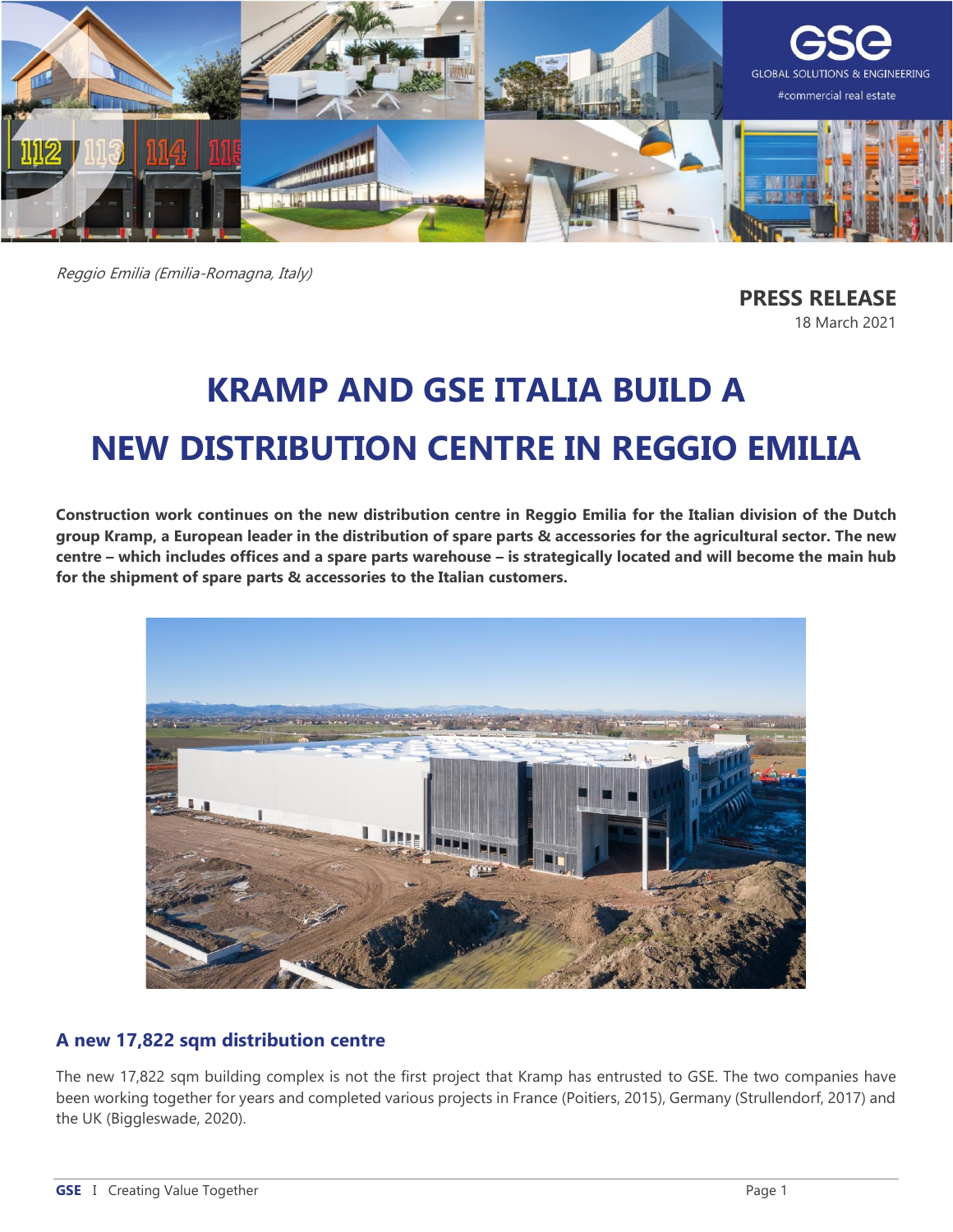Reggio Emilia (Emilia-Romagna, Italy)

**PRESS RELEASE**
18 March 2021

# KRAMP AND GSE ITALIA BUILD A NEW DISTRIBUTION CENTRE IN REGGIO EMILIA

**Construction work continues on the new distribution centre in Reggio Emilia for the Italian division of the Dutch group Kramp, a European leader in the distribution of spare parts & accessories for the agricultural sector. The new centre – which includes offices and a spare parts warehouse – is strategically located and will become the main hub for the shipment of spare parts & accessories to the Italian customers.**

## A new 17,822 sqm distribution centre

The new 17,822 sqm building complex is not the first project that Kramp has entrusted to GSE. The two companies have been working together for years and completed various projects in France (Poitiers, 2015), Germany (Strullendorf, 2017) and the UK (Biggleswade, 2020).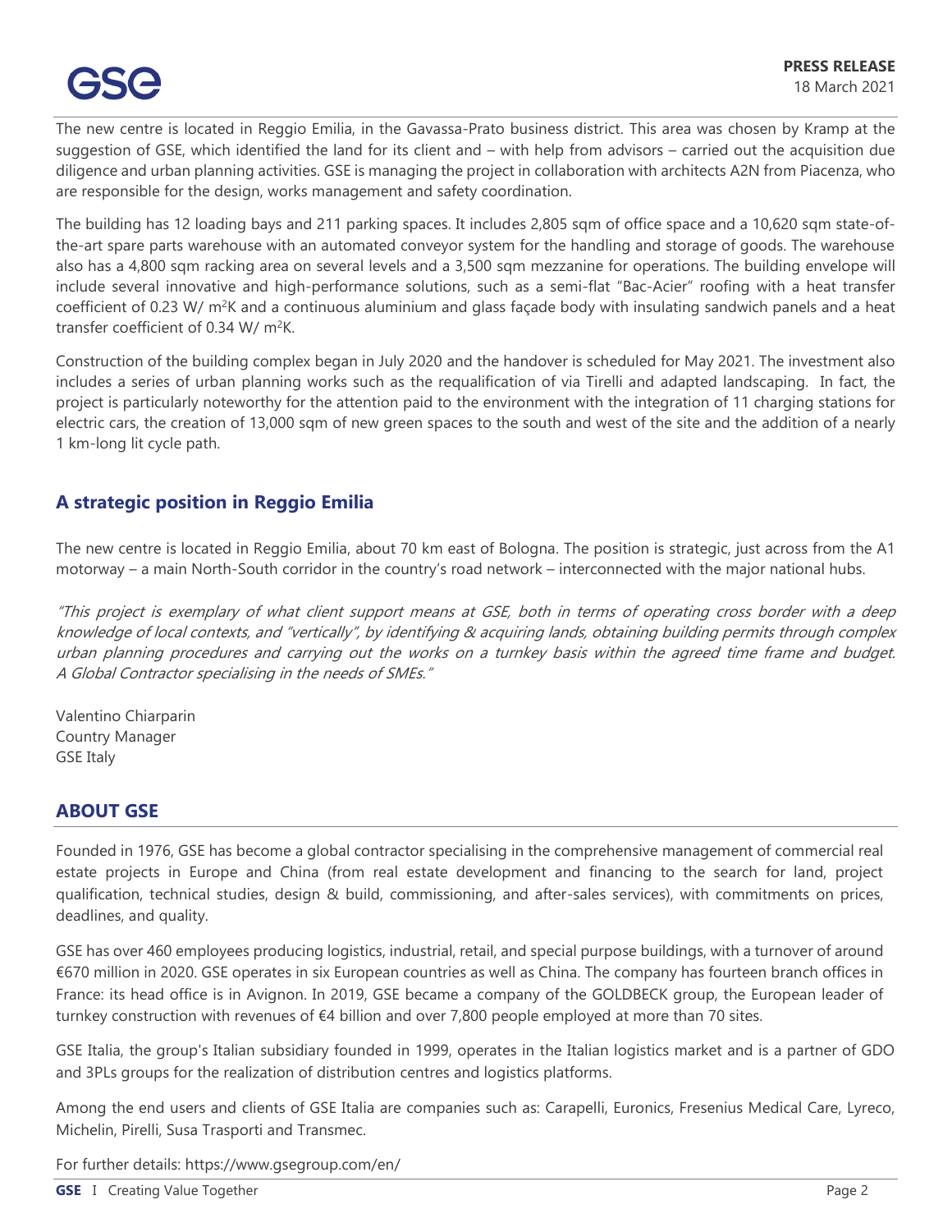The new centre is located in Reggio Emilia, in the Gavassa-Prato business district. This area was chosen by Kramp at the suggestion of GSE, which identified the land for its client and – with help from advisors – carried out the acquisition due diligence and urban planning activities. GSE is managing the project in collaboration with architects A2N from Piacenza, who are responsible for the design, works management and safety coordination.

The building has 12 loading bays and 211 parking spaces. It includes 2,805 sqm of office space and a 10,620 sqm state-of-the-art spare parts warehouse with an automated conveyor system for the handling and storage of goods. The warehouse also has a 4,800 sqm racking area on several levels and a 3,500 sqm mezzanine for operations. The building envelope will include several innovative and high-performance solutions, such as a semi-flat "Bac-Acier" roofing with a heat transfer coefficient of 0.23 W/ $m^2$K and a continuous aluminium and glass façade body with insulating sandwich panels and a heat transfer coefficient of 0.34 W/ $m^2$K.

Construction of the building complex began in July 2020 and the handover is scheduled for May 2021. The investment also includes a series of urban planning works such as the requalification of via Tirelli and adapted landscaping. In fact, the project is particularly noteworthy for the attention paid to the environment with the integration of 11 charging stations for electric cars, the creation of 13,000 sqm of new green spaces to the south and west of the site and the addition of a nearly 1 km-long lit cycle path.

## A strategic position in Reggio Emilia

The new centre is located in Reggio Emilia, about 70 km east of Bologna. The position is strategic, just across from the A1 motorway – a main North-South corridor in the country's road network – interconnected with the major national hubs.

*"This project is exemplary of what client support means at GSE, both in terms of operating cross border with a deep knowledge of local contexts, and "vertically", by identifying & acquiring lands, obtaining building permits through complex urban planning procedures and carrying out the works on a turnkey basis within the agreed time frame and budget. A Global Contractor specialising in the needs of SMEs."*

Valentino Chiarparin
Country Manager
GSE Italy

## ABOUT GSE

Founded in 1976, GSE has become a global contractor specialising in the comprehensive management of commercial real estate projects in Europe and China (from real estate development and financing to the search for land, project qualification, technical studies, design & build, commissioning, and after-sales services), with commitments on prices, deadlines, and quality.

GSE has over 460 employees producing logistics, industrial, retail, and special purpose buildings, with a turnover of around €670 million in 2020. GSE operates in six European countries as well as China. The company has fourteen branch offices in France: its head office is in Avignon. In 2019, GSE became a company of the GOLDBECK group, the European leader of turnkey construction with revenues of €4 billion and over 7,800 people employed at more than 70 sites.

GSE Italia, the group's Italian subsidiary founded in 1999, operates in the Italian logistics market and is a partner of GDO and 3PLs groups for the realization of distribution centres and logistics platforms.

Among the end users and clients of GSE Italia are companies such as: Carapelli, Euronics, Fresenius Medical Care, Lyreco, Michelin, Pirelli, Susa Trasporti and Transmec.

For further details: https://www.gsegroup.com/en/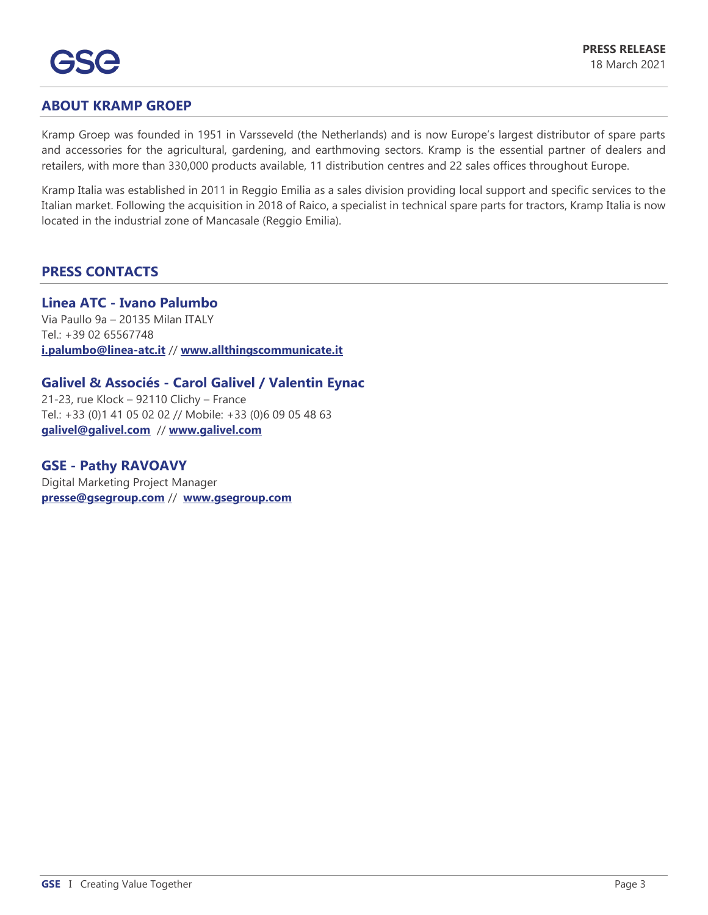## ABOUT KRAMP GROEP

Kramp Groep was founded in 1951 in Varsseveld (the Netherlands) and is now Europe's largest distributor of spare parts and accessories for the agricultural, gardening, and earthmoving sectors. Kramp is the essential partner of dealers and retailers, with more than 330,000 products available, 11 distribution centres and 22 sales offices throughout Europe.

Kramp Italia was established in 2011 in Reggio Emilia as a sales division providing local support and specific services to the Italian market. Following the acquisition in 2018 of Raico, a specialist in technical spare parts for tractors, Kramp Italia is now located in the industrial zone of Mancasale (Reggio Emilia).

## PRESS CONTACTS

### Linea ATC - Ivano Palumbo

Via Paullo 9a – 20135 Milan ITALY
Tel.: +39 02 65567748
**i.palumbo@linea-atc.it** // **www.allthingscommunicate.it**

### Galivel & Associés - Carol Galivel / Valentin Eynac

21-23, rue Klock – 92110 Clichy – France
Tel.: +33 (0)1 41 05 02 02 // Mobile: +33 (0)6 09 05 48 63
**galivel@galivel.com** // **www.galivel.com**

### GSE - Pathy RAVOAVY

Digital Marketing Project Manager
**presse@gsegroup.com** // **www.gsegroup.com**